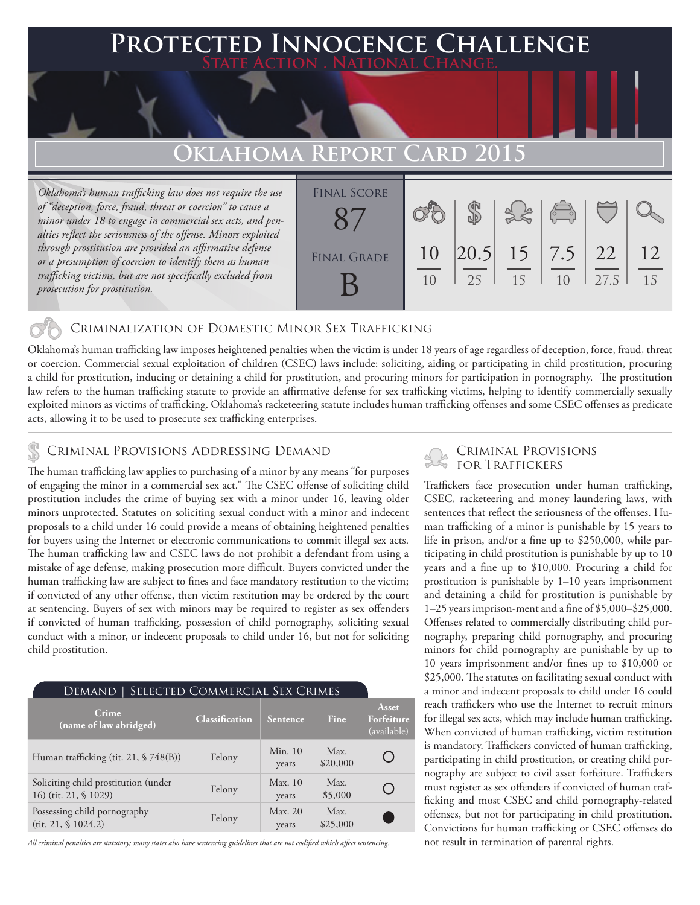# Protected Innocence Challenge

State Action . National Change.

## Oklahoma Report Card 2015

*Oklahoma's human trafficking law does not require the use of "deception, force, fraud, threat or coercion" to cause a minor under 18 to engage in commercial sex acts, and penalties reflect the seriousness of the offense. Minors exploited through prostitution are provided an affirmative defense or a presumption of coercion to identify them as human trafficking victims, but are not specifically excluded from prosecution for prostitution.*

**Final Score:** 87

**Final Grade:** B

| Criminalization of Domestic Minor Sex Trafficking | Criminal Provisions Addressing Demand | Criminal Provisions for Traffickers | Criminal Provisions for Facilitators | Protective Provisions for the Child Victims | Criminal Justice Tools for Investigation and Prosecutions |
|---|---|---|---|---|---|
| 10/10 | 20.5/25 | 15/15 | 7.5/10 | 22/27.5 | 12/15 |

### Criminalization of Domestic Minor Sex Trafficking

Oklahoma's human trafficking law imposes heightened penalties when the victim is under 18 years of age regardless of deception, force, fraud, threat or coercion. Commercial sexual exploitation of children (CSEC) laws include: soliciting, aiding or participating in child prostitution, procuring a child for prostitution, inducing or detaining a child for prostitution, and procuring minors for participation in pornography. The prostitution law refers to the human trafficking statute to provide an affirmative defense for sex trafficking victims, helping to identify commercially sexually exploited minors as victims of trafficking. Oklahoma's racketeering statute includes human trafficking offenses and some CSEC offenses as predicate acts, allowing it to be used to prosecute sex trafficking enterprises.

### Criminal Provisions Addressing Demand

The human trafficking law applies to purchasing of a minor by any means "for purposes of engaging the minor in a commercial sex act." The CSEC offense of soliciting child prostitution includes the crime of buying sex with a minor under 16, leaving older minors unprotected. Statutes on soliciting sexual conduct with a minor and indecent proposals to a child under 16 could provide a means of obtaining heightened penalties for buyers using the Internet or electronic communications to commit illegal sex acts. The human trafficking law and CSEC laws do not prohibit a defendant from using a mistake of age defense, making prosecution more difficult. Buyers convicted under the human trafficking law are subject to fines and face mandatory restitution to the victim; if convicted of any other offense, then victim restitution may be ordered by the court at sentencing. Buyers of sex with minors may be required to register as sex offenders if convicted of human trafficking, possession of child pornography, soliciting sexual conduct with a minor, or indecent proposals to child under 16, but not for soliciting child prostitution.

**Demand | Selected Commercial Sex Crimes**

| Crime (name of law abridged) | Classification | Sentence | Fine | Asset Forfeiture (available) |
|---|---|---|---|---|
| Human trafficking (tit. 21, § 748(B)) | Felony | Min. 10 years | Max. $20,000 | ○ |
| Soliciting child prostitution (under 16) (tit. 21, § 1029) | Felony | Max. 10 years | Max. $5,000 | ○ |
| Possessing child pornography (tit. 21, § 1024.2) | Felony | Max. 20 years | Max. $25,000 | ● |

*All criminal penalties are statutory; many states also have sentencing guidelines that are not codified which affect sentencing.*

### Criminal Provisions for Traffickers

Traffickers face prosecution under human trafficking, CSEC, racketeering and money laundering laws, with sentences that reflect the seriousness of the offenses. Human trafficking of a minor is punishable by 15 years to life in prison, and/or a fine up to $250,000, while participating in child prostitution is punishable by up to 10 years and a fine up to $10,000. Procuring a child for prostitution is punishable by 1–10 years imprisonment and detaining a child for prostitution is punishable by 1–25 years imprison-ment and a fine of $5,000–$25,000. Offenses related to commercially distributing child pornography, preparing child pornography, and procuring minors for child pornography are punishable by up to 10 years imprisonment and/or fines up to $10,000 or $25,000. The statutes on facilitating sexual conduct with a minor and indecent proposals to child under 16 could reach traffickers who use the Internet to recruit minors for illegal sex acts, which may include human trafficking. When convicted of human trafficking, victim restitution is mandatory. Traffickers convicted of human trafficking, participating in child prostitution, or creating child pornography are subject to civil asset forfeiture. Traffickers must register as sex offenders if convicted of human trafficking and most CSEC and child pornography-related offenses, but not for participating in child prostitution. Convictions for human trafficking or CSEC offenses do not result in termination of parental rights.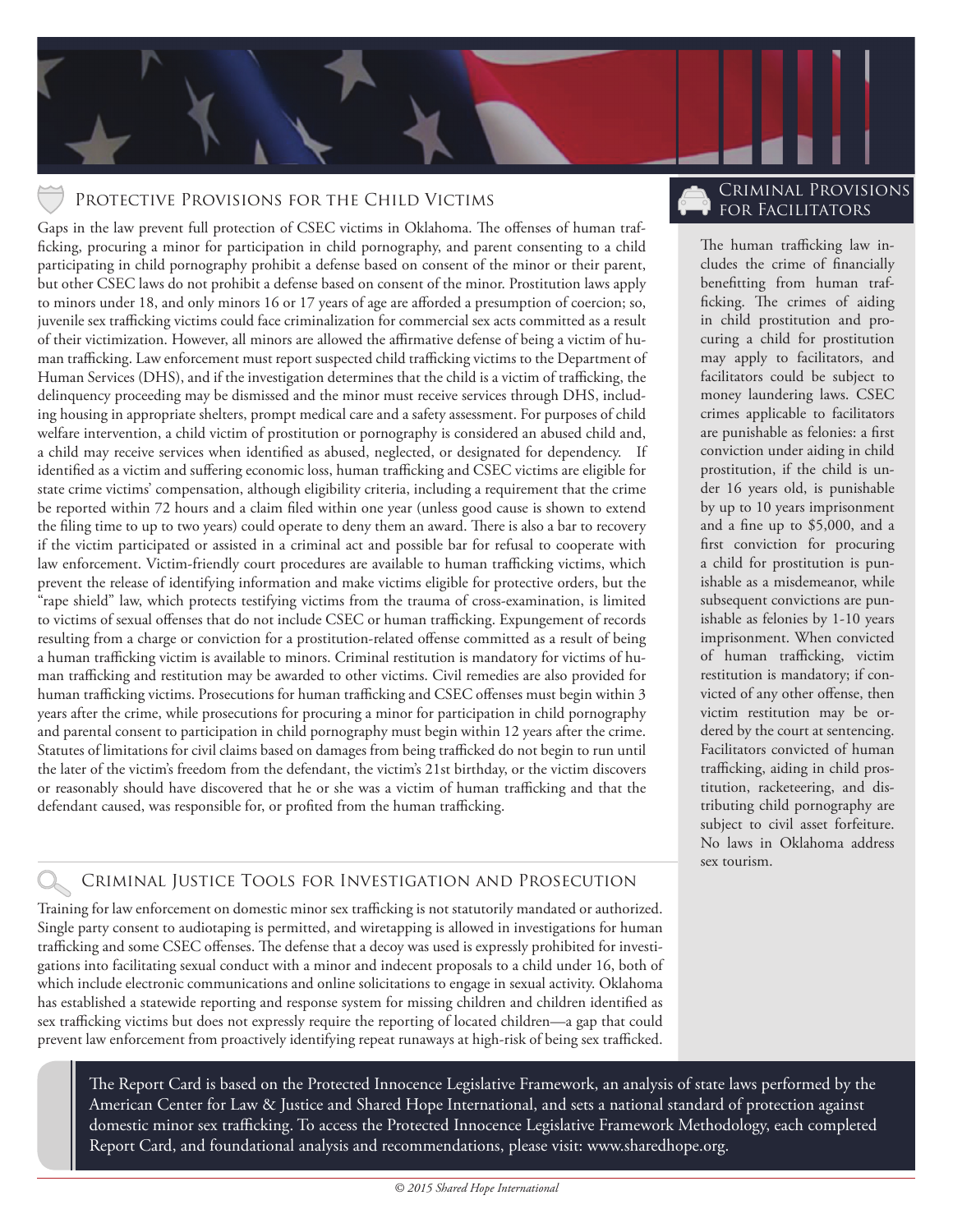## Protective Provisions for the Child Victims

Gaps in the law prevent full protection of CSEC victims in Oklahoma. The offenses of human trafficking, procuring a minor for participation in child pornography, and parent consenting to a child participating in child pornography prohibit a defense based on consent of the minor or their parent, but other CSEC laws do not prohibit a defense based on consent of the minor. Prostitution laws apply to minors under 18, and only minors 16 or 17 years of age are afforded a presumption of coercion; so, juvenile sex trafficking victims could face criminalization for commercial sex acts committed as a result of their victimization. However, all minors are allowed the affirmative defense of being a victim of human trafficking. Law enforcement must report suspected child trafficking victims to the Department of Human Services (DHS), and if the investigation determines that the child is a victim of trafficking, the delinquency proceeding may be dismissed and the minor must receive services through DHS, including housing in appropriate shelters, prompt medical care and a safety assessment. For purposes of child welfare intervention, a child victim of prostitution or pornography is considered an abused child and, a child may receive services when identified as abused, neglected, or designated for dependency. If identified as a victim and suffering economic loss, human trafficking and CSEC victims are eligible for state crime victims' compensation, although eligibility criteria, including a requirement that the crime be reported within 72 hours and a claim filed within one year (unless good cause is shown to extend the filing time to up to two years) could operate to deny them an award. There is also a bar to recovery if the victim participated or assisted in a criminal act and possible bar for refusal to cooperate with law enforcement. Victim-friendly court procedures are available to human trafficking victims, which prevent the release of identifying information and make victims eligible for protective orders, but the "rape shield" law, which protects testifying victims from the trauma of cross-examination, is limited to victims of sexual offenses that do not include CSEC or human trafficking. Expungement of records resulting from a charge or conviction for a prostitution-related offense committed as a result of being a human trafficking victim is available to minors. Criminal restitution is mandatory for victims of human trafficking and restitution may be awarded to other victims. Civil remedies are also provided for human trafficking victims. Prosecutions for human trafficking and CSEC offenses must begin within 3 years after the crime, while prosecutions for procuring a minor for participation in child pornography and parental consent to participation in child pornography must begin within 12 years after the crime. Statutes of limitations for civil claims based on damages from being trafficked do not begin to run until the later of the victim's freedom from the defendant, the victim's 21st birthday, or the victim discovers or reasonably should have discovered that he or she was a victim of human trafficking and that the defendant caused, was responsible for, or profited from the human trafficking.

## Criminal Justice Tools for Investigation and Prosecution

Training for law enforcement on domestic minor sex trafficking is not statutorily mandated or authorized. Single party consent to audiotaping is permitted, and wiretapping is allowed in investigations for human trafficking and some CSEC offenses. The defense that a decoy was used is expressly prohibited for investigations into facilitating sexual conduct with a minor and indecent proposals to a child under 16, both of which include electronic communications and online solicitations to engage in sexual activity. Oklahoma has established a statewide reporting and response system for missing children and children identified as sex trafficking victims but does not expressly require the reporting of located children—a gap that could prevent law enforcement from proactively identifying repeat runaways at high-risk of being sex trafficked.

## Criminal Provisions for Facilitators

The human trafficking law includes the crime of financially benefitting from human trafficking. The crimes of aiding in child prostitution and procuring a child for prostitution may apply to facilitators, and facilitators could be subject to money laundering laws. CSEC crimes applicable to facilitators are punishable as felonies: a first conviction under aiding in child prostitution, if the child is under 16 years old, is punishable by up to 10 years imprisonment and a fine up to $5,000, and a first conviction for procuring a child for prostitution is punishable as a misdemeanor, while subsequent convictions are punishable as felonies by 1-10 years imprisonment. When convicted of human trafficking, victim restitution is mandatory; if convicted of any other offense, then victim restitution may be ordered by the court at sentencing. Facilitators convicted of human trafficking, aiding in child prostitution, racketeering, and distributing child pornography are subject to civil asset forfeiture. No laws in Oklahoma address sex tourism.

The Report Card is based on the Protected Innocence Legislative Framework, an analysis of state laws performed by the American Center for Law & Justice and Shared Hope International, and sets a national standard of protection against domestic minor sex trafficking. To access the Protected Innocence Legislative Framework Methodology, each completed Report Card, and foundational analysis and recommendations, please visit: www.sharedhope.org.

*© 2015 Shared Hope International*